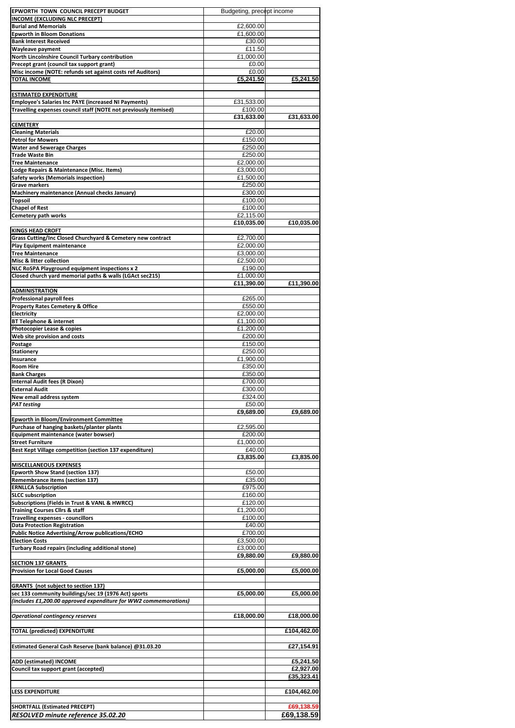| EPWORTH TOWN COUNCIL PRECEPT BUDGET | Budgeting, precept income | |
|---|---|---|
| **INCOME (EXCLUDING NLC PRECEPT)** | | |
| **Burial and Memorials** | £2,600.00 | |
| **Epworth in Bloom Donations** | £1,600.00 | |
| **Bank Interest Received** | £30.00 | |
| **Wayleave payment** | £11.50 | |
| **North Lincolnshire Council Turbary contribution** | £1,000.00 | |
| **Precept grant (council tax support grant)** | £0.00 | |
| **Misc income (NOTE: refunds set against costs ref Auditors)** | £0.00 | |
| **TOTAL INCOME** | **£5,241.50** | **£5,241.50** |
| | | |
| **ESTIMATED EXPENDITURE** | | |
| **Employee's Salaries Inc PAYE (increased NI Payments)** | £31,533.00 | |
| **Travelling expenses council staff (NOTE not previously itemised)** | £100.00 | |
| | **£31,633.00** | **£31,633.00** |
| **CEMETERY** | | |
| **Cleaning Materials** | £20.00 | |
| **Petrol for Mowers** | £150.00 | |
| **Water and Sewerage Charges** | £250.00 | |
| **Trade Waste Bin** | £250.00 | |
| **Tree Maintenance** | £2,000.00 | |
| **Lodge Repairs & Maintenance (Misc. Items)** | £3,000.00 | |
| **Safety works (Memorials inspection)** | £1,500.00 | |
| **Grave markers** | £250.00 | |
| **Machinery maintenance (Annual checks January)** | £300.00 | |
| **Topsoil** | £100.00 | |
| **Chapel of Rest** | £100.00 | |
| **Cemetery path works** | £2,115.00 | |
| | **£10,035.00** | **£10,035.00** |
| **KINGS HEAD CROFT** | | |
| **Grass Cutting/Inc Closed Churchyard & Cemetery new contract** | £2,700.00 | |
| **Play Equipment maintenance** | £2,000.00 | |
| **Tree Maintenance** | £3,000.00 | |
| **Misc & litter collection** | £2,500.00 | |
| **NLC RoSPA Playground equipment inspections x 2** | £190.00 | |
| **Closed church yard memorial paths & walls (LGAct sec215)** | £1,000.00 | |
| | **£11,390.00** | **£11,390.00** |
| **ADMINISTRATION** | | |
| **Professional payroll fees** | £265.00 | |
| **Property Rates Cemetery & Office** | £550.00 | |
| **Electricity** | £2,000.00 | |
| **BT Telephone & internet** | £1,100.00 | |
| **Photocopier Lease & copies** | £1,200.00 | |
| **Web site provision and costs** | £200.00 | |
| **Postage** | £150.00 | |
| **Stationery** | £250.00 | |
| **Insurance** | £1,900.00 | |
| **Room Hire** | £350.00 | |
| **Bank Charges** | £350.00 | |
| **Internal Audit fees (R Dixon)** | £700.00 | |
| **External Audit** | £300.00 | |
| **New email address system** | £324.00 | |
| ***PAT testing*** | £50.00 | |
| | **£9,689.00** | **£9,689.00** |
| **Epworth in Bloom/Environment Committee** | | |
| **Purchase of hanging baskets/planter plants** | £2,595.00 | |
| **Equipment maintenance (water bowser)** | £200.00 | |
| **Street Furniture** | £1,000.00 | |
| **Best Kept Village competition (section 137 expenditure)** | £40.00 | |
| | **£3,835.00** | **£3,835.00** |
| **MISCELLANEOUS EXPENSES** | | |
| **Epworth Show Stand (section 137)** | £50.00 | |
| **Remembrance items (section 137)** | £35.00 | |
| **ERNLLCA Subscription** | £975.00 | |
| **SLCC subscription** | £160.00 | |
| **Subscriptions (Fields in Trust & VANL & HWRCC)** | £120.00 | |
| **Training Courses Cllrs & staff** | £1,200.00 | |
| **Travelling expenses - councillors** | £100.00 | |
| **Data Protection Registration** | £40.00 | |
| **Public Notice Advertising/Arrow publications/ECHO** | £700.00 | |
| **Election Costs** | £3,500.00 | |
| **Turbary Road repairs (including additional stone)** | £3,000.00 | |
| | **£9,880.00** | **£9,880.00** |
| **SECTION 137 GRANTS** | | |
| **Provision for Local Good Causes** | **£5,000.00** | **£5,000.00** |
| | | |
| **GRANTS (not subject to section 137)** | | |
| **sec 133 community buildings/sec 19 (1976 Act) sports** | **£5,000.00** | **£5,000.00** |
| ***(includes £1,200.00 approved expenditure for WW2 commemorations)*** | | |
| | | |
| ***Operational contingency reserves*** | **£18,000.00** | **£18,000.00** |
| | | |
| **TOTAL (predicted) EXPENDITURE** | | **£104,462.00** |
| | | |
| **Estimated General Cash Reserve (bank balance) @31.03.20** | | **£27,154.91** |
| | | |
| **ADD (estimated) INCOME** | | **£5,241.50** |
| **Council tax support grant (accepted)** | | **£2,927.00** |
| | | **£35,323.41** |
| | | |
| **LESS EXPENDITURE** | | **£104,462.00** |
| | | |
| **SHORTFALL (Estimated PRECEPT)** | | **£69,138.59** |
| ***RESOLVED minute reference 35.02.20*** | | **£69,138.59** |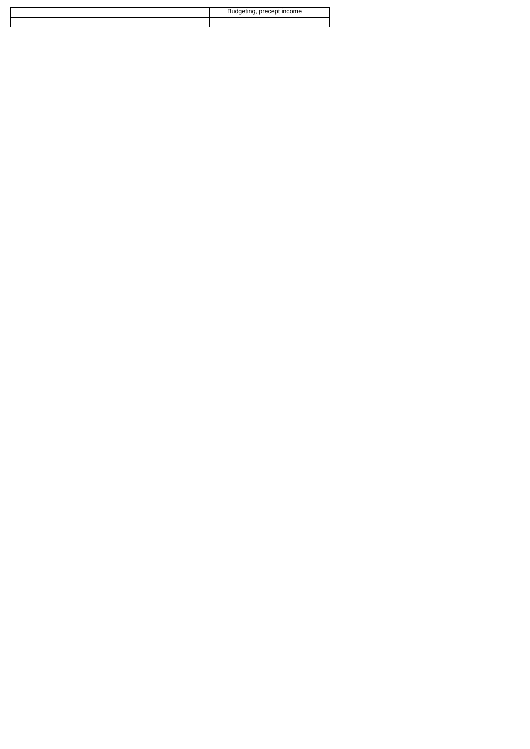| | | |
|---|---|---|
| | Budgeting, precept income | |
| | | |